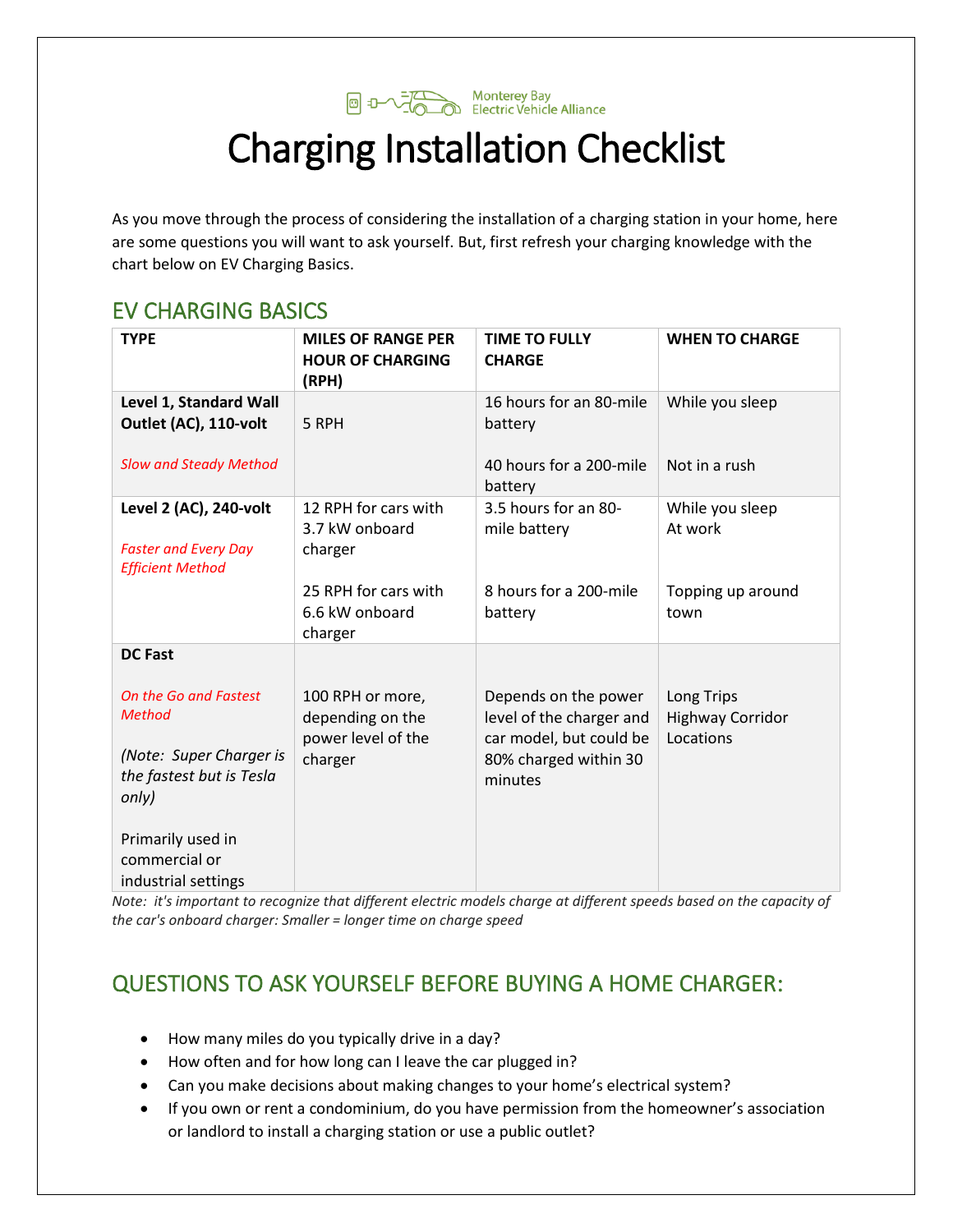Monterey Bay Electric Vehicle Alliance

# Charging Installation Checklist

As you move through the process of considering the installation of a charging station in your home, here are some questions you will want to ask yourself. But, first refresh your charging knowledge with the chart below on EV Charging Basics.

## EV CHARGING BASICS

| TYPE | MILES OF RANGE PER HOUR OF CHARGING (RPH) | TIME TO FULLY CHARGE | WHEN TO CHARGE |
|---|---|---|---|
| **Level 1, Standard Wall Outlet (AC), 110-volt**<br><br>*Slow and Steady Method* | 5 RPH | 16 hours for an 80-mile battery<br><br>40 hours for a 200-mile battery | While you sleep<br><br>Not in a rush |
| **Level 2 (AC), 240-volt**<br><br>*Faster and Every Day Efficient Method* | 12 RPH for cars with 3.7 kW onboard charger<br><br>25 RPH for cars with 6.6 kW onboard charger | 3.5 hours for an 80-mile battery<br><br>8 hours for a 200-mile battery | While you sleep<br>At work<br><br>Topping up around town |
| **DC Fast**<br><br>*On the Go and Fastest Method*<br><br>*(Note: Super Charger is the fastest but is Tesla only)*<br><br>Primarily used in commercial or industrial settings | 100 RPH or more, depending on the power level of the charger | Depends on the power level of the charger and car model, but could be 80% charged within 30 minutes | Long Trips<br>Highway Corridor Locations |

*Note: it's important to recognize that different electric models charge at different speeds based on the capacity of the car's onboard charger: Smaller = longer time on charge speed*

## QUESTIONS TO ASK YOURSELF BEFORE BUYING A HOME CHARGER:

- How many miles do you typically drive in a day?
- How often and for how long can I leave the car plugged in?
- Can you make decisions about making changes to your home's electrical system?
- If you own or rent a condominium, do you have permission from the homeowner's association or landlord to install a charging station or use a public outlet?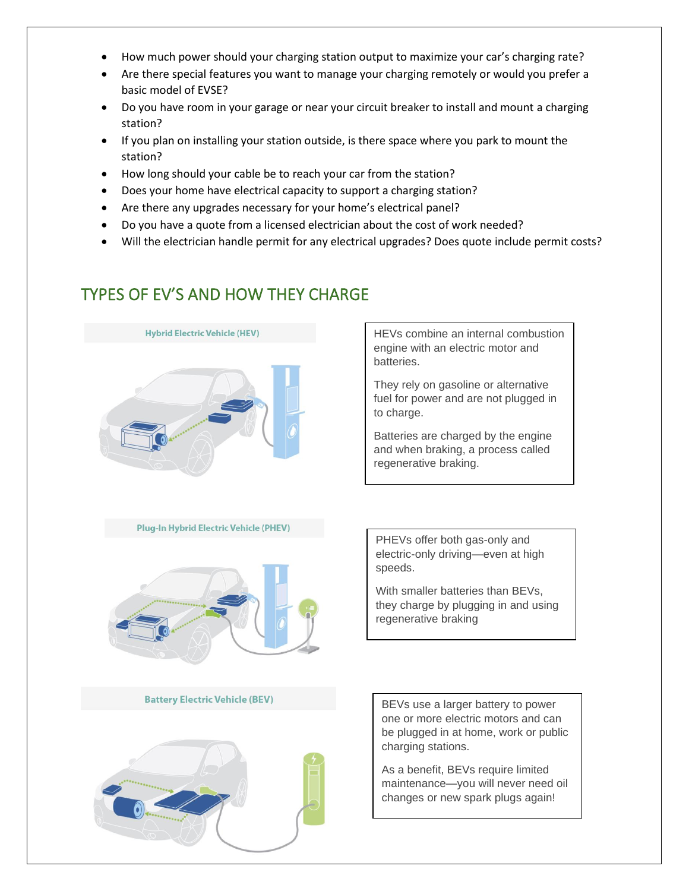- How much power should your charging station output to maximize your car's charging rate?
- Are there special features you want to manage your charging remotely or would you prefer a basic model of EVSE?
- Do you have room in your garage or near your circuit breaker to install and mount a charging station?
- If you plan on installing your station outside, is there space where you park to mount the station?
- How long should your cable be to reach your car from the station?
- Does your home have electrical capacity to support a charging station?
- Are there any upgrades necessary for your home's electrical panel?
- Do you have a quote from a licensed electrician about the cost of work needed?
- Will the electrician handle permit for any electrical upgrades? Does quote include permit costs?

## TYPES OF EV'S AND HOW THEY CHARGE

Hybrid Electric Vehicle (HEV)

HEVs combine an internal combustion engine with an electric motor and batteries.

They rely on gasoline or alternative fuel for power and are not plugged in to charge.

Batteries are charged by the engine and when braking, a process called regenerative braking.

Plug-In Hybrid Electric Vehicle (PHEV)

PHEVs offer both gas-only and electric-only driving—even at high speeds.

With smaller batteries than BEVs, they charge by plugging in and using regenerative braking

Battery Electric Vehicle (BEV)

BEVs use a larger battery to power one or more electric motors and can be plugged in at home, work or public charging stations.

As a benefit, BEVs require limited maintenance—you will never need oil changes or new spark plugs again!